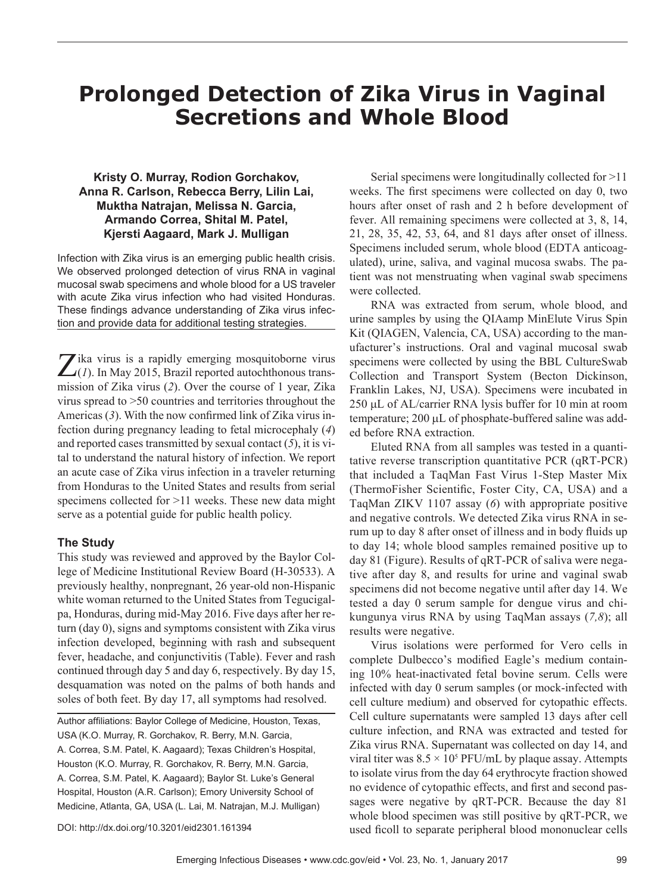# Prolonged Detection of Zika Virus in Vaginal Secretions and Whole Blood

**Kristy O. Murray, Rodion Gorchakov, Anna R. Carlson, Rebecca Berry, Lilin Lai, Muktha Natrajan, Melissa N. Garcia, Armando Correa, Shital M. Patel, Kjersti Aagaard, Mark J. Mulligan**

Infection with Zika virus is an emerging public health crisis. We observed prolonged detection of virus RNA in vaginal mucosal swab specimens and whole blood for a US traveler with acute Zika virus infection who had visited Honduras. These findings advance understanding of Zika virus infection and provide data for additional testing strategies.

Zika virus is a rapidly emerging mosquitoborne virus (*1*). In May 2015, Brazil reported autochthonous transmission of Zika virus (*2*). Over the course of 1 year, Zika virus spread to >50 countries and territories throughout the Americas (*3*). With the now confirmed link of Zika virus infection during pregnancy leading to fetal microcephaly (*4*) and reported cases transmitted by sexual contact (*5*), it is vital to understand the natural history of infection. We report an acute case of Zika virus infection in a traveler returning from Honduras to the United States and results from serial specimens collected for >11 weeks. These new data might serve as a potential guide for public health policy.

## The Study

This study was reviewed and approved by the Baylor College of Medicine Institutional Review Board (H-30533). A previously healthy, nonpregnant, 26 year-old non-Hispanic white woman returned to the United States from Tegucigalpa, Honduras, during mid-May 2016. Five days after her return (day 0), signs and symptoms consistent with Zika virus infection developed, beginning with rash and subsequent fever, headache, and conjunctivitis (Table). Fever and rash continued through day 5 and day 6, respectively. By day 15, desquamation was noted on the palms of both hands and soles of both feet. By day 17, all symptoms had resolved.

Author affiliations: Baylor College of Medicine, Houston, Texas, USA (K.O. Murray, R. Gorchakov, R. Berry, M.N. Garcia, A. Correa, S.M. Patel, K. Aagaard); Texas Children's Hospital, Houston (K.O. Murray, R. Gorchakov, R. Berry, M.N. Garcia, A. Correa, S.M. Patel, K. Aagaard); Baylor St. Luke's General Hospital, Houston (A.R. Carlson); Emory University School of Medicine, Atlanta, GA, USA (L. Lai, M. Natrajan, M.J. Mulligan)

DOI: http://dx.doi.org/10.3201/eid2301.161394

Serial specimens were longitudinally collected for >11 weeks. The first specimens were collected on day 0, two hours after onset of rash and 2 h before development of fever. All remaining specimens were collected at 3, 8, 14, 21, 28, 35, 42, 53, 64, and 81 days after onset of illness. Specimens included serum, whole blood (EDTA anticoagulated), urine, saliva, and vaginal mucosa swabs. The patient was not menstruating when vaginal swab specimens were collected.

RNA was extracted from serum, whole blood, and urine samples by using the QIAamp MinElute Virus Spin Kit (QIAGEN, Valencia, CA, USA) according to the manufacturer's instructions. Oral and vaginal mucosal swab specimens were collected by using the BBL CultureSwab Collection and Transport System (Becton Dickinson, Franklin Lakes, NJ, USA). Specimens were incubated in 250 μL of AL/carrier RNA lysis buffer for 10 min at room temperature; 200 μL of phosphate-buffered saline was added before RNA extraction.

Eluted RNA from all samples was tested in a quantitative reverse transcription quantitative PCR (qRT-PCR) that included a TaqMan Fast Virus 1-Step Master Mix (ThermoFisher Scientific, Foster City, CA, USA) and a TaqMan ZIKV 1107 assay (*6*) with appropriate positive and negative controls. We detected Zika virus RNA in serum up to day 8 after onset of illness and in body fluids up to day 14; whole blood samples remained positive up to day 81 (Figure). Results of qRT-PCR of saliva were negative after day 8, and results for urine and vaginal swab specimens did not become negative until after day 14. We tested a day 0 serum sample for dengue virus and chikungunya virus RNA by using TaqMan assays (*7,8*); all results were negative.

Virus isolations were performed for Vero cells in complete Dulbecco's modified Eagle's medium containing 10% heat-inactivated fetal bovine serum. Cells were infected with day 0 serum samples (or mock-infected with cell culture medium) and observed for cytopathic effects. Cell culture supernatants were sampled 13 days after cell culture infection, and RNA was extracted and tested for Zika virus RNA. Supernatant was collected on day 14, and viral titer was $8.5 \times 10^5$ PFU/mL by plaque assay. Attempts to isolate virus from the day 64 erythrocyte fraction showed no evidence of cytopathic effects, and first and second passages were negative by qRT-PCR. Because the day 81 whole blood specimen was still positive by qRT-PCR, we used ficoll to separate peripheral blood mononuclear cells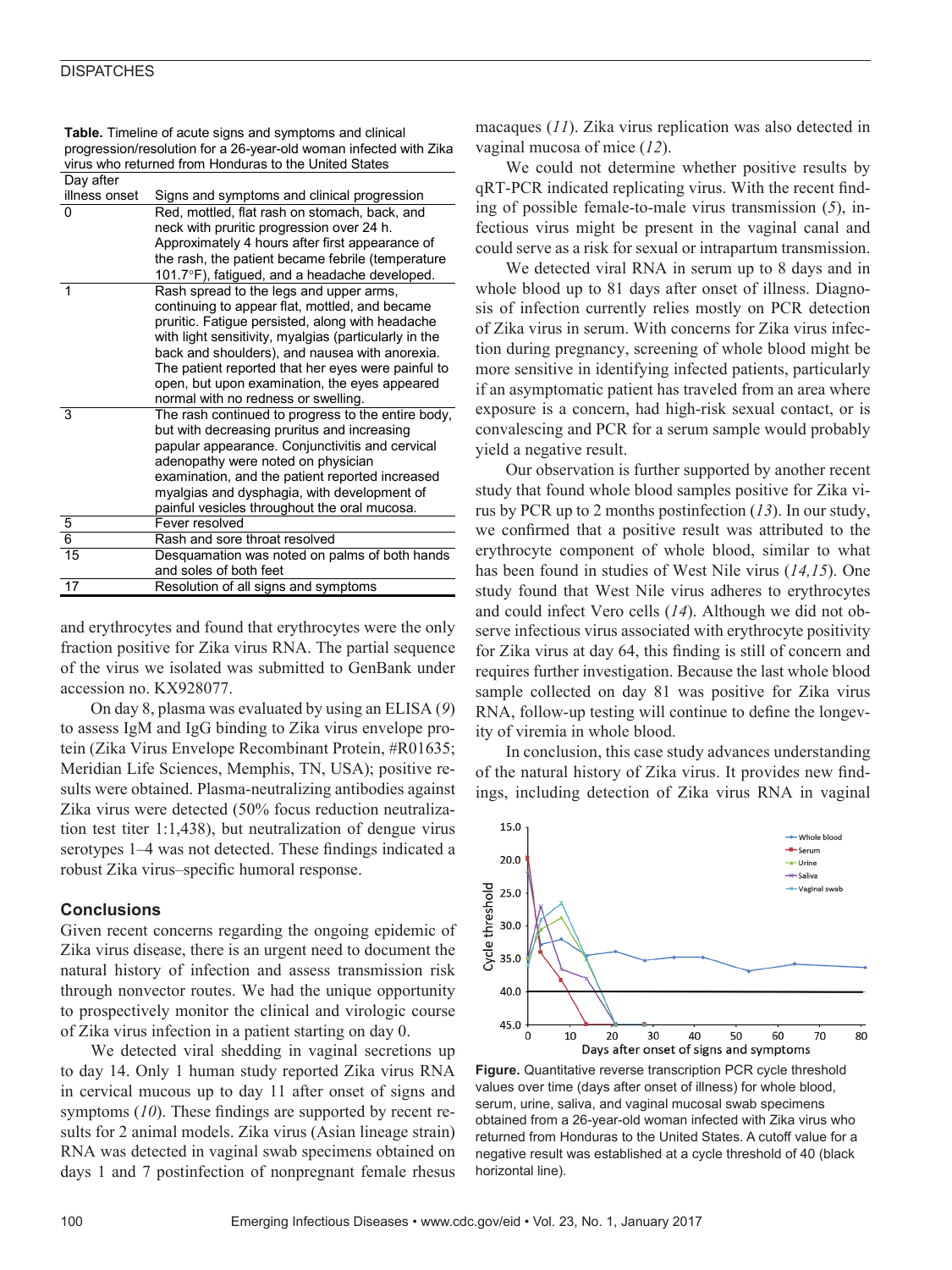**Table.** Timeline of acute signs and symptoms and clinical progression/resolution for a 26-year-old woman infected with Zika virus who returned from Honduras to the United States

| Day after illness onset | Signs and symptoms and clinical progression |
|---|---|
| 0 | Red, mottled, flat rash on stomach, back, and neck with pruritic progression over 24 h. Approximately 4 hours after first appearance of the rash, the patient became febrile (temperature 101.7°F), fatigued, and a headache developed. |
| 1 | Rash spread to the legs and upper arms, continuing to appear flat, mottled, and became pruritic. Fatigue persisted, along with headache with light sensitivity, myalgias (particularly in the back and shoulders), and nausea with anorexia. The patient reported that her eyes were painful to open, but upon examination, the eyes appeared normal with no redness or swelling. |
| 3 | The rash continued to progress to the entire body, but with decreasing pruritus and increasing papular appearance. Conjunctivitis and cervical adenopathy were noted on physician examination, and the patient reported increased myalgias and dysphagia, with development of painful vesicles throughout the oral mucosa. |
| 5 | Fever resolved |
| 6 | Rash and sore throat resolved |
| 15 | Desquamation was noted on palms of both hands and soles of both feet |
| 17 | Resolution of all signs and symptoms |

and erythrocytes and found that erythrocytes were the only fraction positive for Zika virus RNA. The partial sequence of the virus we isolated was submitted to GenBank under accession no. KX928077.

On day 8, plasma was evaluated by using an ELISA (*9*) to assess IgM and IgG binding to Zika virus envelope protein (Zika Virus Envelope Recombinant Protein, #R01635; Meridian Life Sciences, Memphis, TN, USA); positive results were obtained. Plasma-neutralizing antibodies against Zika virus were detected (50% focus reduction neutralization test titer 1:1,438), but neutralization of dengue virus serotypes 1–4 was not detected. These findings indicated a robust Zika virus–specific humoral response.

## Conclusions

Given recent concerns regarding the ongoing epidemic of Zika virus disease, there is an urgent need to document the natural history of infection and assess transmission risk through nonvector routes. We had the unique opportunity to prospectively monitor the clinical and virologic course of Zika virus infection in a patient starting on day 0.

We detected viral shedding in vaginal secretions up to day 14. Only 1 human study reported Zika virus RNA in cervical mucous up to day 11 after onset of signs and symptoms (*10*). These findings are supported by recent results for 2 animal models. Zika virus (Asian lineage strain) RNA was detected in vaginal swab specimens obtained on days 1 and 7 postinfection of nonpregnant female rhesus macaques (*11*). Zika virus replication was also detected in vaginal mucosa of mice (*12*).

We could not determine whether positive results by qRT-PCR indicated replicating virus. With the recent finding of possible female-to-male virus transmission (*5*), infectious virus might be present in the vaginal canal and could serve as a risk for sexual or intrapartum transmission.

We detected viral RNA in serum up to 8 days and in whole blood up to 81 days after onset of illness. Diagnosis of infection currently relies mostly on PCR detection of Zika virus in serum. With concerns for Zika virus infection during pregnancy, screening of whole blood might be more sensitive in identifying infected patients, particularly if an asymptomatic patient has traveled from an area where exposure is a concern, had high-risk sexual contact, or is convalescing and PCR for a serum sample would probably yield a negative result.

Our observation is further supported by another recent study that found whole blood samples positive for Zika virus by PCR up to 2 months postinfection (*13*). In our study, we confirmed that a positive result was attributed to the erythrocyte component of whole blood, similar to what has been found in studies of West Nile virus (*14,15*). One study found that West Nile virus adheres to erythrocytes and could infect Vero cells (*14*). Although we did not observe infectious virus associated with erythrocyte positivity for Zika virus at day 64, this finding is still of concern and requires further investigation. Because the last whole blood sample collected on day 81 was positive for Zika virus RNA, follow-up testing will continue to define the longevity of viremia in whole blood.

In conclusion, this case study advances understanding of the natural history of Zika virus. It provides new findings, including detection of Zika virus RNA in vaginal

**Figure.** Quantitative reverse transcription PCR cycle threshold values over time (days after onset of illness) for whole blood, serum, urine, saliva, and vaginal mucosal swab specimens obtained from a 26-year-old woman infected with Zika virus who returned from Honduras to the United States. A cutoff value for a negative result was established at a cycle threshold of 40 (black horizontal line).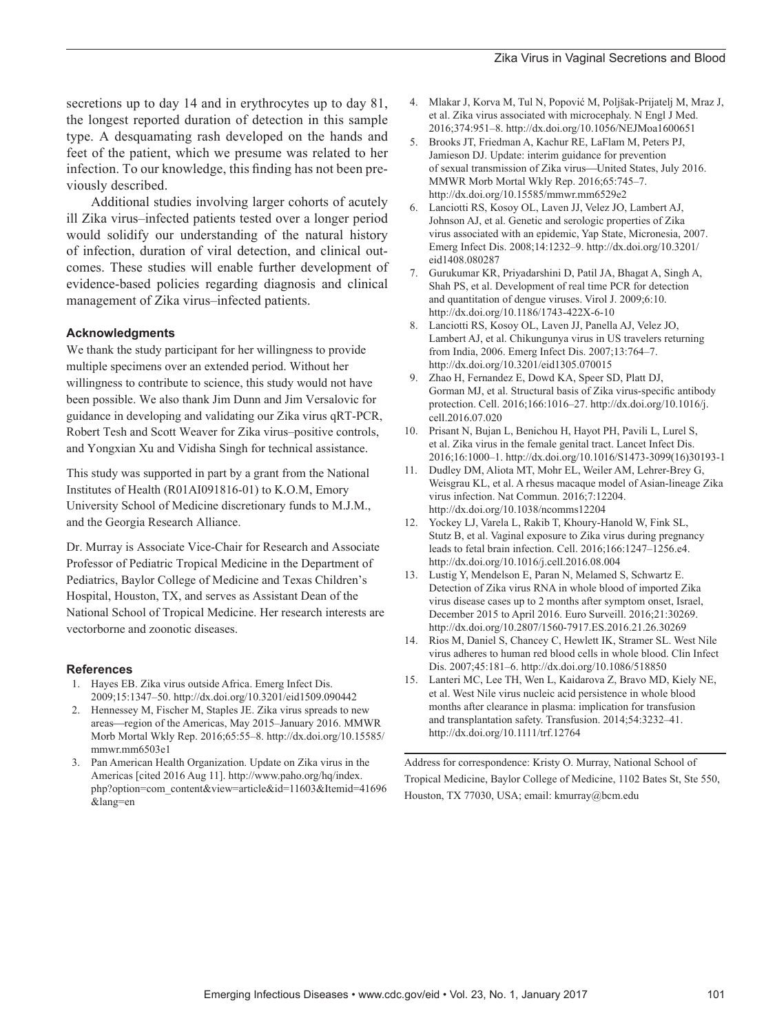secretions up to day 14 and in erythrocytes up to day 81, the longest reported duration of detection in this sample type. A desquamating rash developed on the hands and feet of the patient, which we presume was related to her infection. To our knowledge, this finding has not been previously described.

Additional studies involving larger cohorts of acutely ill Zika virus–infected patients tested over a longer period would solidify our understanding of the natural history of infection, duration of viral detection, and clinical outcomes. These studies will enable further development of evidence-based policies regarding diagnosis and clinical management of Zika virus–infected patients.

### Acknowledgments

We thank the study participant for her willingness to provide multiple specimens over an extended period. Without her willingness to contribute to science, this study would not have been possible. We also thank Jim Dunn and Jim Versalovic for guidance in developing and validating our Zika virus qRT-PCR, Robert Tesh and Scott Weaver for Zika virus–positive controls, and Yongxian Xu and Vidisha Singh for technical assistance.

This study was supported in part by a grant from the National Institutes of Health (R01AI091816-01) to K.O.M, Emory University School of Medicine discretionary funds to M.J.M., and the Georgia Research Alliance.

Dr. Murray is Associate Vice-Chair for Research and Associate Professor of Pediatric Tropical Medicine in the Department of Pediatrics, Baylor College of Medicine and Texas Children's Hospital, Houston, TX, and serves as Assistant Dean of the National School of Tropical Medicine. Her research interests are vectorborne and zoonotic diseases.

### References

1. Hayes EB. Zika virus outside Africa. Emerg Infect Dis. 2009;15:1347–50. http://dx.doi.org/10.3201/eid1509.090442
2. Hennessey M, Fischer M, Staples JE. Zika virus spreads to new areas—region of the Americas, May 2015–January 2016. MMWR Morb Mortal Wkly Rep. 2016;65:55–8. http://dx.doi.org/10.15585/mmwr.mm6503e1
3. Pan American Health Organization. Update on Zika virus in the Americas [cited 2016 Aug 11]. http://www.paho.org/hq/index.php?option=com_content&view=article&id=11603&Itemid=41696&lang=en
4. Mlakar J, Korva M, Tul N, Popović M, Poljšak-Prijatelj M, Mraz J, et al. Zika virus associated with microcephaly. N Engl J Med. 2016;374:951–8. http://dx.doi.org/10.1056/NEJMoa1600651
5. Brooks JT, Friedman A, Kachur RE, LaFlam M, Peters PJ, Jamieson DJ. Update: interim guidance for prevention of sexual transmission of Zika virus—United States, July 2016. MMWR Morb Mortal Wkly Rep. 2016;65:745–7. http://dx.doi.org/10.15585/mmwr.mm6529e2
6. Lanciotti RS, Kosoy OL, Laven JJ, Velez JO, Lambert AJ, Johnson AJ, et al. Genetic and serologic properties of Zika virus associated with an epidemic, Yap State, Micronesia, 2007. Emerg Infect Dis. 2008;14:1232–9. http://dx.doi.org/10.3201/eid1408.080287
7. Gurukumar KR, Priyadarshini D, Patil JA, Bhagat A, Singh A, Shah PS, et al. Development of real time PCR for detection and quantitation of dengue viruses. Virol J. 2009;6:10. http://dx.doi.org/10.1186/1743-422X-6-10
8. Lanciotti RS, Kosoy OL, Laven JJ, Panella AJ, Velez JO, Lambert AJ, et al. Chikungunya virus in US travelers returning from India, 2006. Emerg Infect Dis. 2007;13:764–7. http://dx.doi.org/10.3201/eid1305.070015
9. Zhao H, Fernandez E, Dowd KA, Speer SD, Platt DJ, Gorman MJ, et al. Structural basis of Zika virus-specific antibody protection. Cell. 2016;166:1016–27. http://dx.doi.org/10.1016/j.cell.2016.07.020
10. Prisant N, Bujan L, Benichou H, Hayot PH, Pavili L, Lurel S, et al. Zika virus in the female genital tract. Lancet Infect Dis. 2016;16:1000–1. http://dx.doi.org/10.1016/S1473-3099(16)30193-1
11. Dudley DM, Aliota MT, Mohr EL, Weiler AM, Lehrer-Brey G, Weisgrau KL, et al. A rhesus macaque model of Asian-lineage Zika virus infection. Nat Commun. 2016;7:12204. http://dx.doi.org/10.1038/ncomms12204
12. Yockey LJ, Varela L, Rakib T, Khoury-Hanold W, Fink SL, Stutz B, et al. Vaginal exposure to Zika virus during pregnancy leads to fetal brain infection. Cell. 2016;166:1247–1256.e4. http://dx.doi.org/10.1016/j.cell.2016.08.004
13. Lustig Y, Mendelson E, Paran N, Melamed S, Schwartz E. Detection of Zika virus RNA in whole blood of imported Zika virus disease cases up to 2 months after symptom onset, Israel, December 2015 to April 2016. Euro Surveill. 2016;21:30269. http://dx.doi.org/10.2807/1560-7917.ES.2016.21.26.30269
14. Rios M, Daniel S, Chancey C, Hewlett IK, Stramer SL. West Nile virus adheres to human red blood cells in whole blood. Clin Infect Dis. 2007;45:181–6. http://dx.doi.org/10.1086/518850
15. Lanteri MC, Lee TH, Wen L, Kaidarova Z, Bravo MD, Kiely NE, et al. West Nile virus nucleic acid persistence in whole blood months after clearance in plasma: implication for transfusion and transplantation safety. Transfusion. 2014;54:3232–41. http://dx.doi.org/10.1111/trf.12764

Address for correspondence: Kristy O. Murray, National School of Tropical Medicine, Baylor College of Medicine, 1102 Bates St, Ste 550, Houston, TX 77030, USA; email: kmurray@bcm.edu